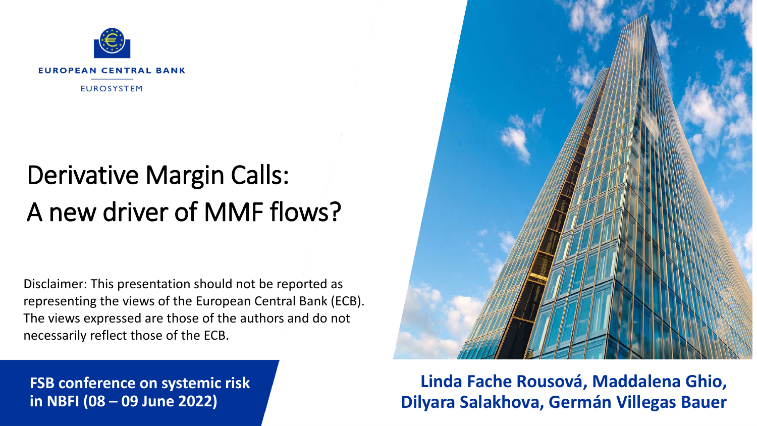EUROPEAN CENTRAL BANK

EUROSYSTEM

# Derivative Margin Calls: A new driver of MMF flows?

Disclaimer: This presentation should not be reported as representing the views of the European Central Bank (ECB). The views expressed are those of the authors and do not necessarily reflect those of the ECB.

**FSB conference on systemic risk in NBFI (08 – 09 June 2022)**

**Linda Fache Rousová, Maddalena Ghio, Dilyara Salakhova, Germán Villegas Bauer**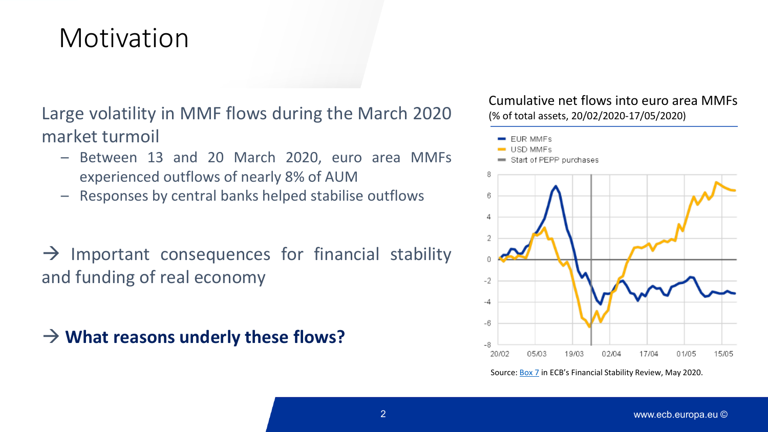# Motivation

Large volatility in MMF flows during the March 2020 market turmoil

- Between 13 and 20 March 2020, euro area MMFs experienced outflows of nearly 8% of AUM
- Responses by central banks helped stabilise outflows

→ Important consequences for financial stability and funding of real economy

→ **What reasons underly these flows?**

Cumulative net flows into euro area MMFs
(% of total assets, 20/02/2020-17/05/2020)

Source: Box 7 in ECB's Financial Stability Review, May 2020.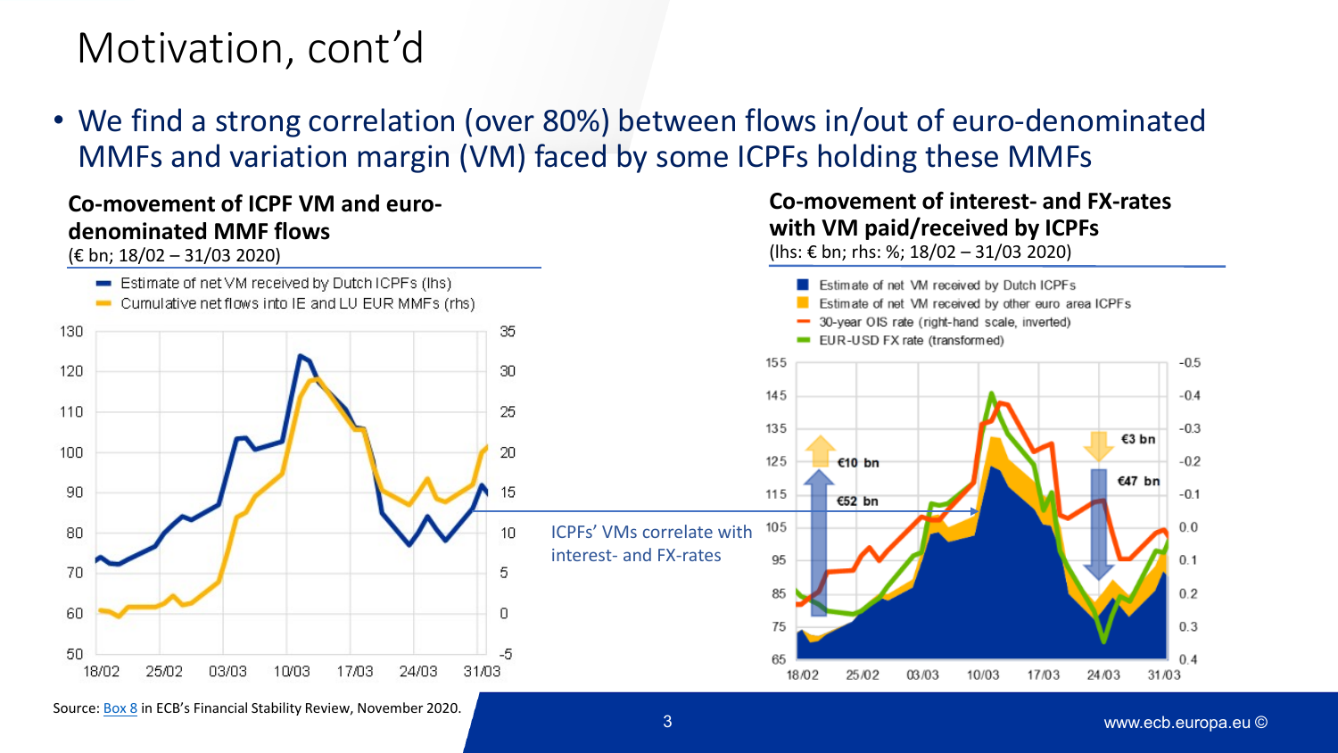# Motivation, cont'd

- We find a strong correlation (over 80%) between flows in/out of euro-denominated MMFs and variation margin (VM) faced by some ICPFs holding these MMFs

**Co-movement of ICPF VM and euro-denominated MMF flows**
(€ bn; 18/02 – 31/03 2020)

- Estimate of net VM received by Dutch ICPFs (lhs)
- Cumulative net flows into IE and LU EUR MMFs (rhs)

ICPFs' VMs correlate with interest- and FX-rates

**Co-movement of interest- and FX-rates with VM paid/received by ICPFs**
(lhs: € bn; rhs: %; 18/02 – 31/03 2020)

- Estimate of net VM received by Dutch ICPFs
- Estimate of net VM received by other euro area ICPFs
- 30-year OIS rate (right-hand scale, inverted)
- EUR-USD FX rate (transformed)

Source: Box 8 in ECB's Financial Stability Review, November 2020.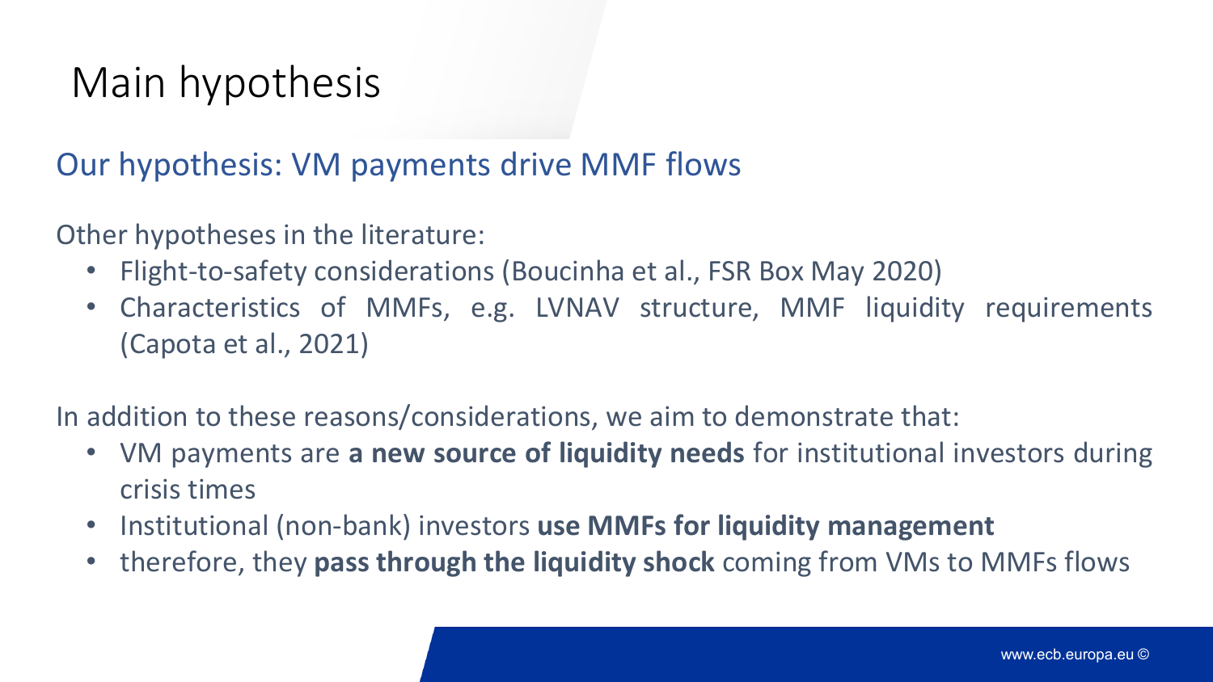# Main hypothesis

## Our hypothesis: VM payments drive MMF flows

Other hypotheses in the literature:

- Flight-to-safety considerations (Boucinha et al., FSR Box May 2020)
- Characteristics of MMFs, e.g. LVNAV structure, MMF liquidity requirements (Capota et al., 2021)

In addition to these reasons/considerations, we aim to demonstrate that:

- VM payments are **a new source of liquidity needs** for institutional investors during crisis times
- Institutional (non-bank) investors **use MMFs for liquidity management**
- therefore, they **pass through the liquidity shock** coming from VMs to MMFs flows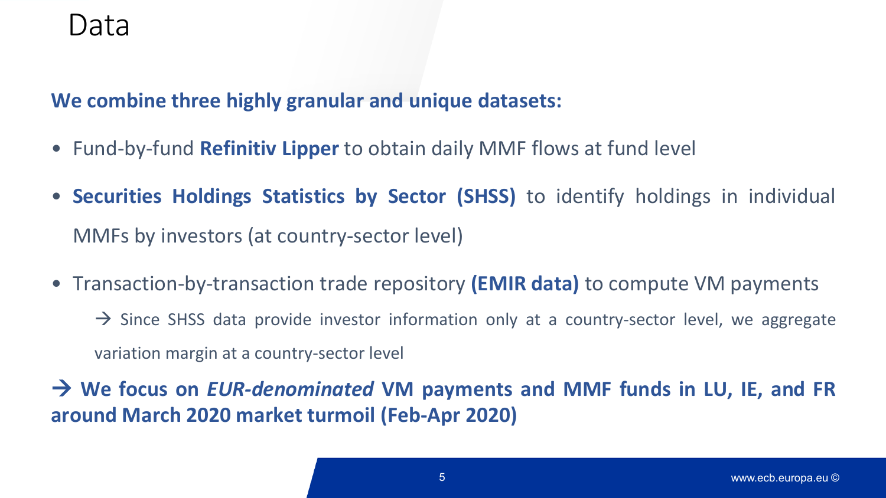# Data

**We combine three highly granular and unique datasets:**

- Fund-by-fund **Refinitiv Lipper** to obtain daily MMF flows at fund level
- **Securities Holdings Statistics by Sector (SHSS)** to identify holdings in individual MMFs by investors (at country-sector level)
- Transaction-by-transaction trade repository **(EMIR data)** to compute VM payments

  → Since SHSS data provide investor information only at a country-sector level, we aggregate variation margin at a country-sector level

**→ We focus on *EUR-denominated* VM payments and MMF funds in LU, IE, and FR around March 2020 market turmoil (Feb-Apr 2020)**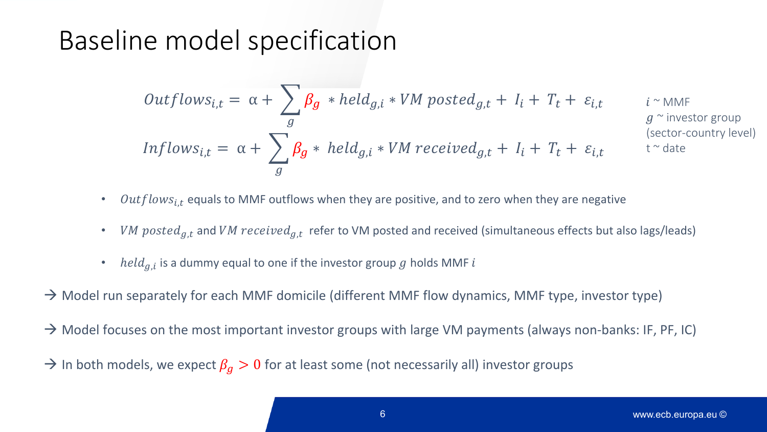# Baseline model specification

$$Outflows_{i,t} = \alpha + \sum_{g} \beta_g * held_{g,i} * VM\ posted_{g,t} + I_i + T_t + \varepsilon_{i,t}$$

$$Inflows_{i,t} = \alpha + \sum_{g} \beta_g * held_{g,i} * VM\ received_{g,t} + I_i + T_t + \varepsilon_{i,t}$$

$i$ ~ MMF
$g$ ~ investor group (sector-country level)
t ~ date

- $Outflows_{i,t}$ equals to MMF outflows when they are positive, and to zero when they are negative
- $VM\ posted_{g,t}$ and $VM\ received_{g,t}$ refer to VM posted and received (simultaneous effects but also lags/leads)
- $held_{g,i}$ is a dummy equal to one if the investor group $g$ holds MMF $i$

→ Model run separately for each MMF domicile (different MMF flow dynamics, MMF type, investor type)

→ Model focuses on the most important investor groups with large VM payments (always non-banks: IF, PF, IC)

→ In both models, we expect $\beta_g > 0$ for at least some (not necessarily all) investor groups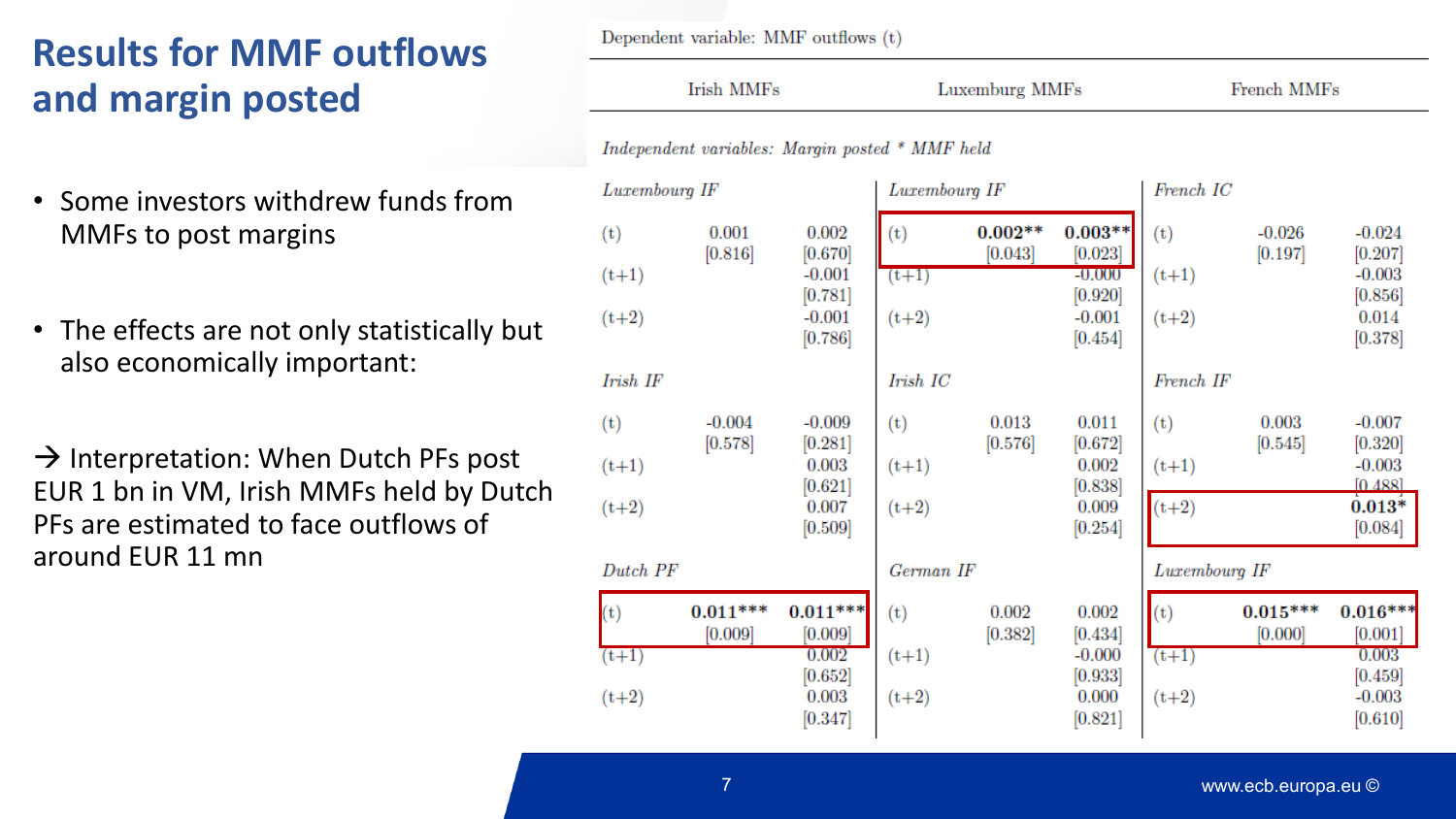# Results for MMF outflows and margin posted

- Some investors withdrew funds from MMFs to post margins
- The effects are not only statistically but also economically important:

→ Interpretation: When Dutch PFs post EUR 1 bn in VM, Irish MMFs held by Dutch PFs are estimated to face outflows of around EUR 11 mn

Dependent variable: MMF outflows (t)

| Irish MMFs | | | Luxemburg MMFs | | | French MMFs | | |
|---|---|---|---|---|---|---|---|---|
| *Independent variables: Margin posted * MMF held* | | | | | | | | |
| *Luxembourg IF* | | | *Luxembourg IF* | | | *French IC* | | |
| (t) | 0.001 [0.816] | 0.002 [0.670] | (t) | **0.002**** [0.043] | **0.003**** [0.023] | (t) | -0.026 [0.197] | -0.024 [0.207] |
| (t+1) | | -0.001 [0.781] | (t+1) | | -0.000 [0.920] | (t+1) | | -0.003 [0.856] |
| (t+2) | | -0.001 [0.786] | (t+2) | | -0.001 [0.454] | (t+2) | | 0.014 [0.378] |
| *Irish IF* | | | *Irish IC* | | | *French IF* | | |
| (t) | -0.004 [0.578] | -0.009 [0.281] | (t) | 0.013 [0.576] | 0.011 [0.672] | (t) | 0.003 [0.545] | -0.007 [0.320] |
| (t+1) | | 0.003 [0.621] | (t+1) | | 0.002 [0.838] | (t+1) | | -0.003 [0.488] |
| (t+2) | | 0.007 [0.509] | (t+2) | | 0.009 [0.254] | (t+2) | | **0.013*** [0.084] |
| *Dutch PF* | | | *German IF* | | | *Luxembourg IF* | | |
| (t) | **0.011***** [0.009] | **0.011***** [0.009] | (t) | 0.002 [0.382] | 0.002 [0.434] | (t) | **0.015***** [0.000] | **0.016***** [0.001] |
| (t+1) | | 0.002 [0.652] | (t+1) | | -0.000 [0.933] | (t+1) | | 0.003 [0.459] |
| (t+2) | | 0.003 [0.347] | (t+2) | | 0.000 [0.821] | (t+2) | | -0.003 [0.610] |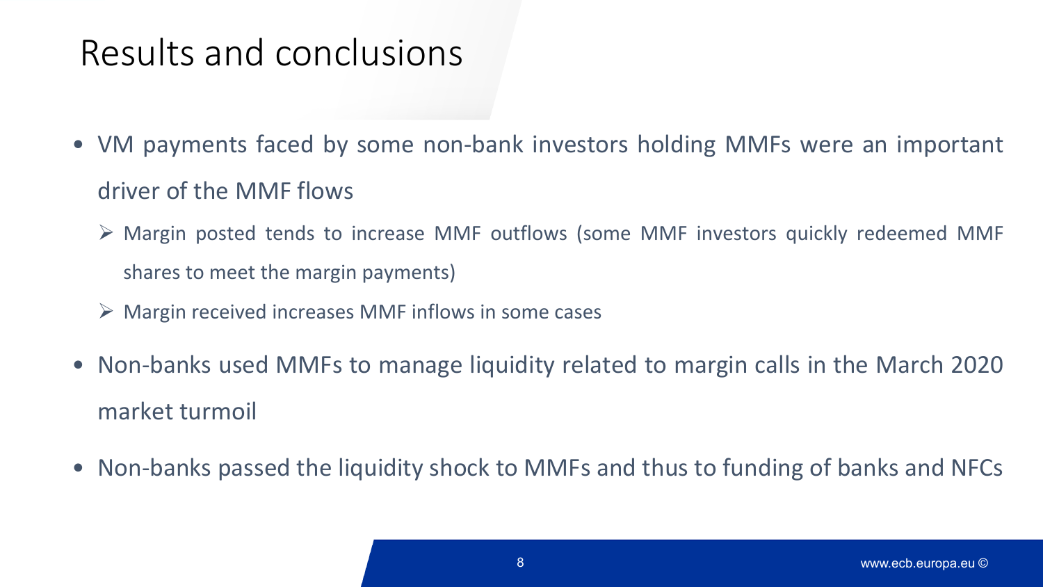# Results and conclusions

- VM payments faced by some non-bank investors holding MMFs were an important driver of the MMF flows
  - Margin posted tends to increase MMF outflows (some MMF investors quickly redeemed MMF shares to meet the margin payments)
  - Margin received increases MMF inflows in some cases
- Non-banks used MMFs to manage liquidity related to margin calls in the March 2020 market turmoil
- Non-banks passed the liquidity shock to MMFs and thus to funding of banks and NFCs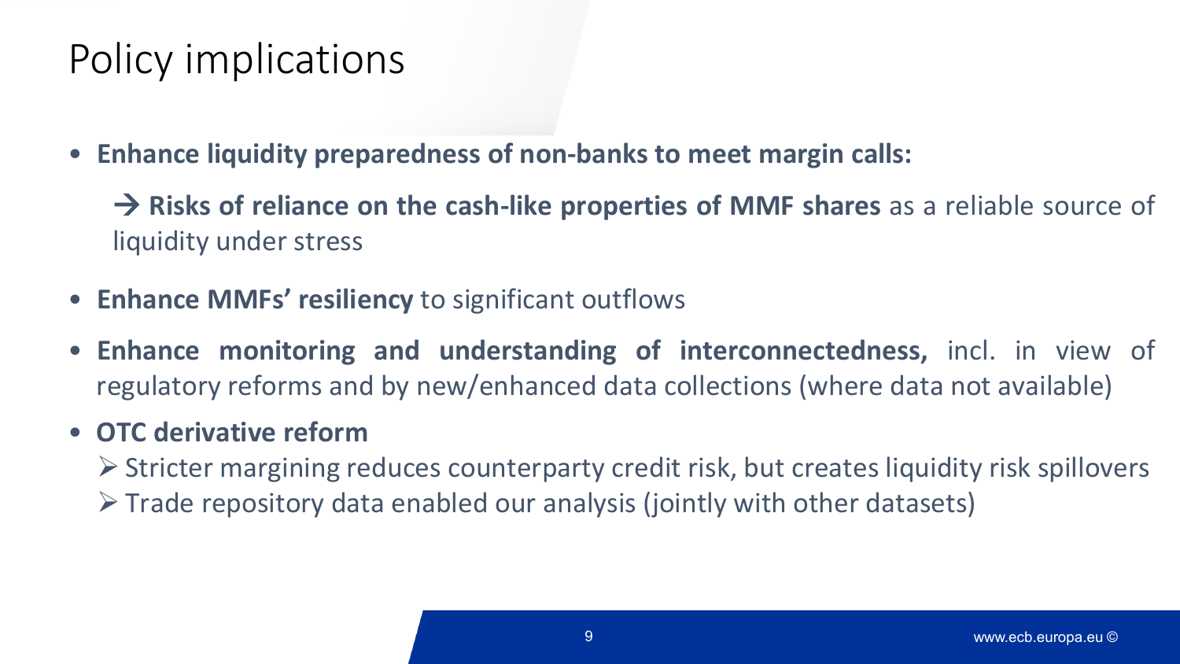# Policy implications

- **Enhance liquidity preparedness of non-banks to meet margin calls:**

  → **Risks of reliance on the cash-like properties of MMF shares** as a reliable source of liquidity under stress

- **Enhance MMFs' resiliency** to significant outflows

- **Enhance monitoring and understanding of interconnectedness,** incl. in view of regulatory reforms and by new/enhanced data collections (where data not available)

- **OTC derivative reform**
  - Stricter margining reduces counterparty credit risk, but creates liquidity risk spillovers
  - Trade repository data enabled our analysis (jointly with other datasets)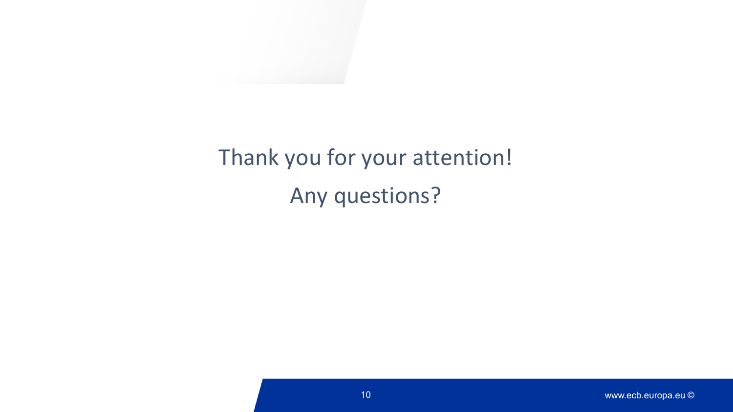Thank you for your attention!

Any questions?